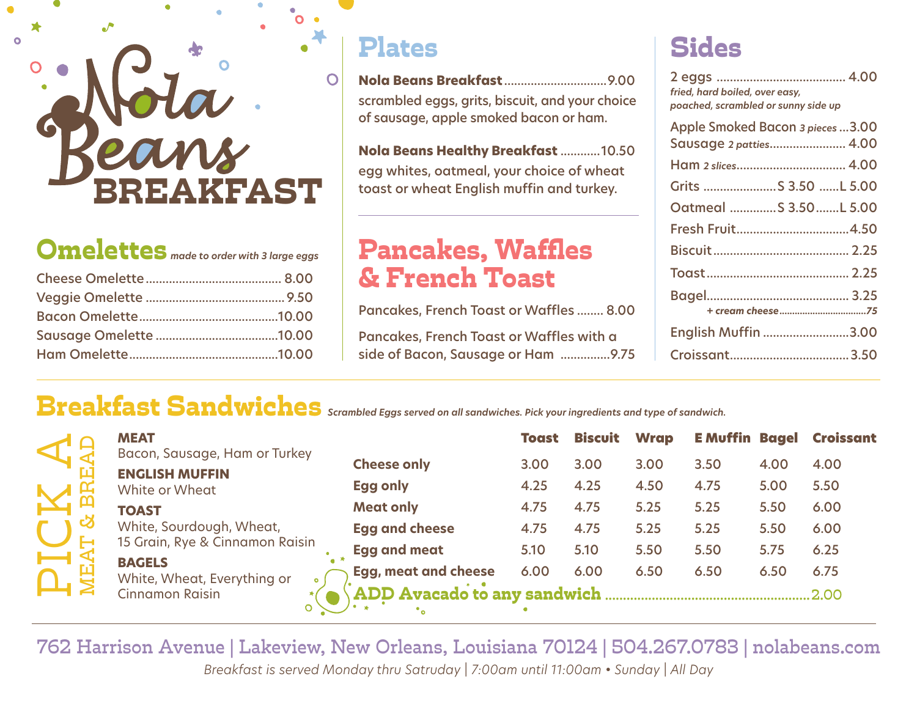# Nola Beans BREAKFAST

## Omelettes *made to order with 3 large eggs*

- Cheese Omelette ........ 8.00
- Veggie Omelette ........ 9.50
- Bacon Omelette ........ 10.00
- Sausage Omelette ........ 10.00
- Ham Omelette ........ 10.00

## Plates

**Nola Beans Breakfast** ........ 9.00
scrambled eggs, grits, biscuit, and your choice of sausage, apple smoked bacon or ham.

**Nola Beans Healthy Breakfast** ........ 10.50
egg whites, oatmeal, your choice of wheat toast or wheat English muffin and turkey.

## Pancakes, Waffles & French Toast

Pancakes, French Toast or Waffles ........ 8.00

Pancakes, French Toast or Waffles with a side of Bacon, Sausage or Ham ........ 9.75

## Sides

- 2 eggs ........ 4.00
  *fried, hard boiled, over easy, poached, scrambled or sunny side up*
- Apple Smoked Bacon *3 pieces* ........ 3.00
- Sausage *2 patties* ........ 4.00
- Ham *2 slices* ........ 4.00
- Grits ........ S 3.50 ........ L 5.00
- Oatmeal ........ S 3.50 ........ L 5.00
- Fresh Fruit ........ 4.50
- Biscuit ........ 2.25
- Toast ........ 2.25
- Bagel ........ 3.25
  *+ cream cheese ........ .75*
- English Muffin ........ 3.00
- Croissant ........ 3.50

## Breakfast Sandwiches *Scrambled Eggs served on all sandwiches. Pick your ingredients and type of sandwich.*

**PICK A MEAT & BREAD**

**MEAT**
Bacon, Sausage, Ham or Turkey

**ENGLISH MUFFIN**
White or Wheat

**TOAST**
White, Sourdough, Wheat, 15 Grain, Rye & Cinnamon Raisin

**BAGELS**
White, Wheat, Everything or Cinnamon Raisin

| | Toast | Biscuit | Wrap | E Muffin | Bagel | Croissant |
|---|---|---|---|---|---|---|
| **Cheese only** | 3.00 | 3.00 | 3.00 | 3.50 | 4.00 | 4.00 |
| **Egg only** | 4.25 | 4.25 | 4.50 | 4.75 | 5.00 | 5.50 |
| **Meat only** | 4.75 | 4.75 | 5.25 | 5.25 | 5.50 | 6.00 |
| **Egg and cheese** | 4.75 | 4.75 | 5.25 | 5.25 | 5.50 | 6.00 |
| **Egg and meat** | 5.10 | 5.10 | 5.50 | 5.50 | 5.75 | 6.25 |
| **Egg, meat and cheese** | 6.00 | 6.00 | 6.50 | 6.50 | 6.50 | 6.75 |

**ADD Avacado to any sandwich** ........ 2.00

762 Harrison Avenue | Lakeview, New Orleans, Louisiana 70124 | 504.267.0783 | nolabeans.com

*Breakfast is served Monday thru Satruday | 7:00am until 11:00am • Sunday | All Day*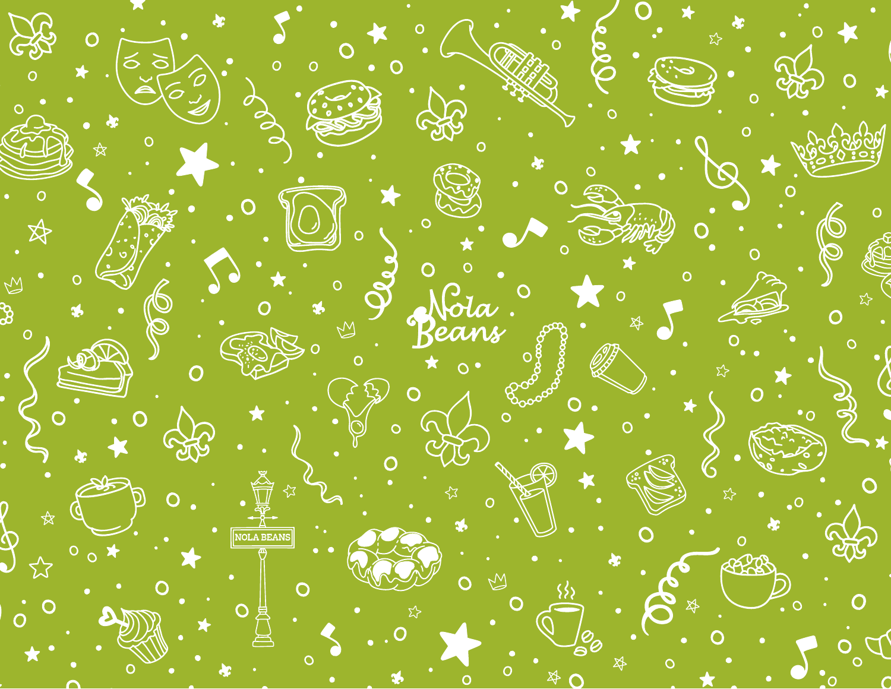Nola Beans